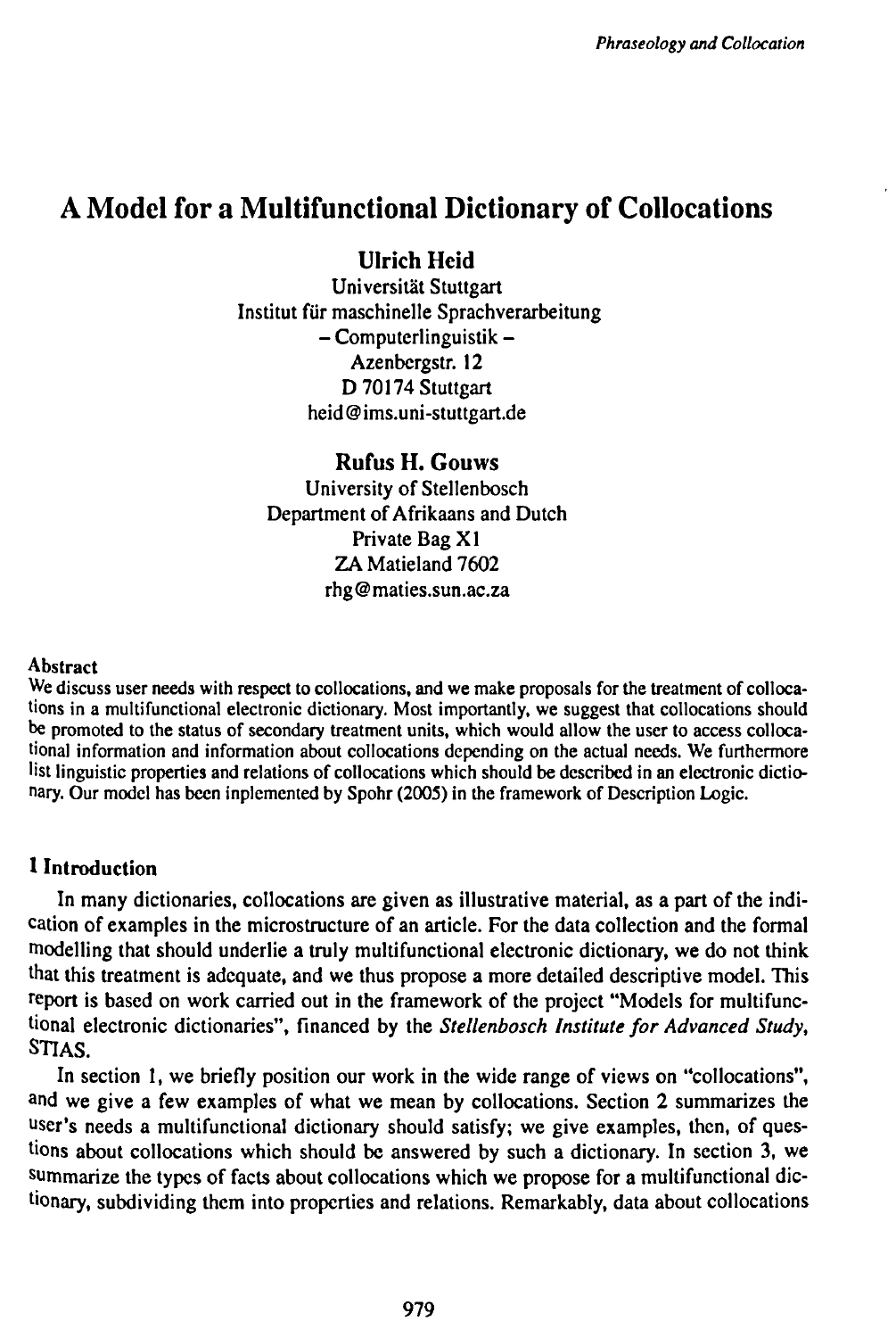# A Model for a Multifunctional Dictionary of Collocations

**Ulrich Heid**

Universität Stuttgart
Institut für maschinelle Sprachverarbeitung
– Computerlinguistik –
Azenbergstr. 12
D 70174 Stuttgart
heid@ims.uni-stuttgart.de

**Rufus H. Gouws**

University of Stellenbosch
Department of Afrikaans and Dutch
Private Bag X1
ZA Matieland 7602
rhg@maties.sun.ac.za

**Abstract**

We discuss user needs with respect to collocations, and we make proposals for the treatment of collocations in a multifunctional electronic dictionary. Most importantly, we suggest that collocations should be promoted to the status of secondary treatment units, which would allow the user to access collocational information and information about collocations depending on the actual needs. We furthermore list linguistic properties and relations of collocations which should be described in an electronic dictionary. Our model has been inplemented by Spohr (2005) in the framework of Description Logic.

## 1 Introduction

In many dictionaries, collocations are given as illustrative material, as a part of the indication of examples in the microstructure of an article. For the data collection and the formal modelling that should underlie a truly multifunctional electronic dictionary, we do not think that this treatment is adequate, and we thus propose a more detailed descriptive model. This report is based on work carried out in the framework of the project "Models for multifunctional electronic dictionaries", financed by the *Stellenbosch Institute for Advanced Study*, STIAS.

In section 1, we briefly position our work in the wide range of views on "collocations", and we give a few examples of what we mean by collocations. Section 2 summarizes the user's needs a multifunctional dictionary should satisfy; we give examples, then, of questions about collocations which should be answered by such a dictionary. In section 3, we summarize the types of facts about collocations which we propose for a multifunctional dictionary, subdividing them into properties and relations. Remarkably, data about collocations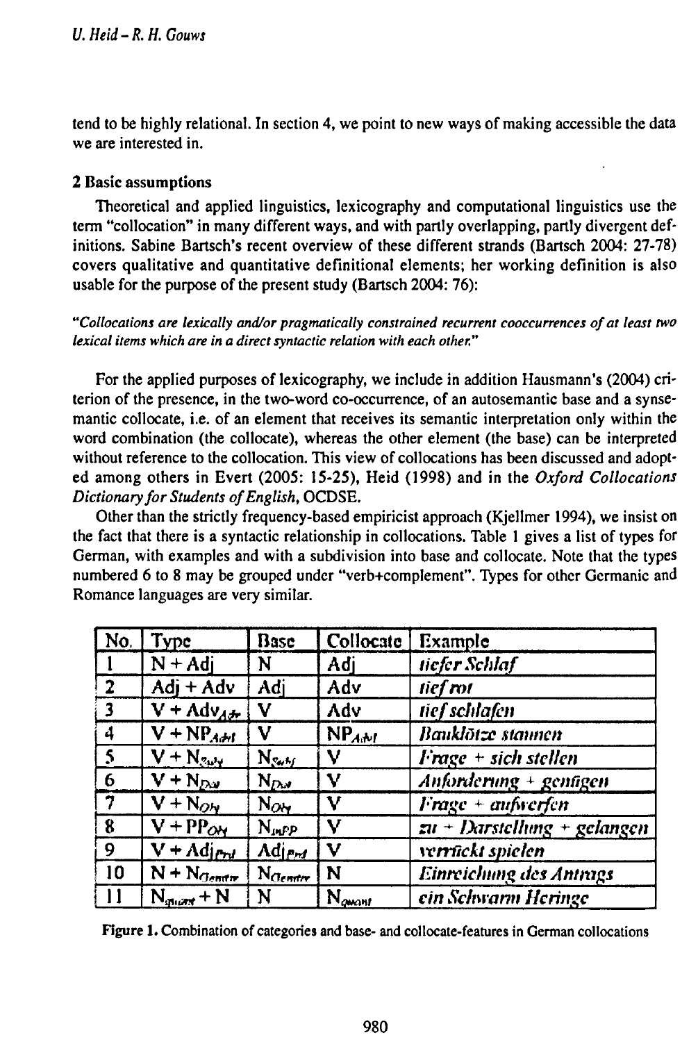tend to be highly relational. In section 4, we point to new ways of making accessible the data we are interested in.

## 2 Basic assumptions

Theoretical and applied linguistics, lexicography and computational linguistics use the term "collocation" in many different ways, and with partly overlapping, partly divergent definitions. Sabine Bartsch's recent overview of these different strands (Bartsch 2004: 27-78) covers qualitative and quantitative definitional elements; her working definition is also usable for the purpose of the present study (Bartsch 2004: 76):

*"Collocations are lexically and/or pragmatically constrained recurrent cooccurrences of at least two lexical items which are in a direct syntactic relation with each other."*

For the applied purposes of lexicography, we include in addition Hausmann's (2004) criterion of the presence, in the two-word co-occurrence, of an autosemantic base and a synsemantic collocate, i.e. of an element that receives its semantic interpretation only within the word combination (the collocate), whereas the other element (the base) can be interpreted without reference to the collocation. This view of collocations has been discussed and adopted among others in Evert (2005: 15-25), Heid (1998) and in the *Oxford Collocations Dictionary for Students of English*, OCDSE.

Other than the strictly frequency-based empiricist approach (Kjellmer 1994), we insist on the fact that there is a syntactic relationship in collocations. Table 1 gives a list of types for German, with examples and with a subdivision into base and collocate. Note that the types numbered 6 to 8 may be grouped under "verb+complement". Types for other Germanic and Romance languages are very similar.

| No. | Type | Base | Collocate | Example |
|---|---|---|---|---|
| 1 | N + Adj | N | Adj | *tiefer Schlaf* |
| 2 | Adj + Adv | Adj | Adv | *tief rot* |
| 3 | V + $Adv_{Adv}$ | V | Adv | *tief schlafen* |
| 4 | V + $NP_{Adv}$ | V | $NP_{Adv}$ | *Bauklötze staunen* |
| 5 | V + $N_{Subj}$ | $N_{Subj}$ | V | *Frage + sich stellen* |
| 6 | V + $N_{Dat}$ | $N_{Dat}$ | V | *Anforderung + genügen* |
| 7 | V + $N_{Obj}$ | $N_{Obj}$ | V | *Frage + aufwerfen* |
| 8 | V + $PP_{Obj}$ | $N_{inPP}$ | V | *zu + Darstellung + gelangen* |
| 9 | V + $Adj_{Prd}$ | $Adj_{Prd}$ | V | *verrückt spielen* |
| 10 | N + $N_{Genitiv}$ | $N_{Genitiv}$ | N | *Einreichung des Antrags* |
| 11 | $N_{quant}$ + N | N | $N_{quant}$ | *ein Schwarm Heringe* |

**Figure 1.** Combination of categories and base- and collocate-features in German collocations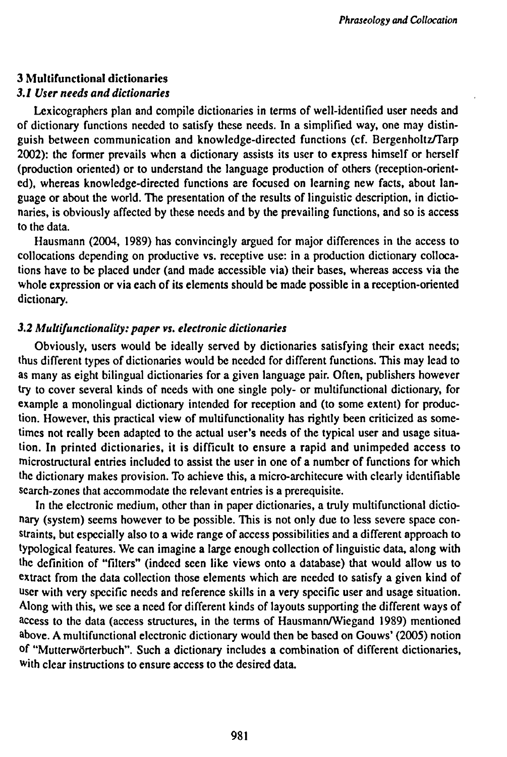## 3 Multifunctional dictionaries

### *3.1 User needs and dictionaries*

Lexicographers plan and compile dictionaries in terms of well-identified user needs and of dictionary functions needed to satisfy these needs. In a simplified way, one may distinguish between communication and knowledge-directed functions (cf. Bergenholtz/Tarp 2002): the former prevails when a dictionary assists its user to express himself or herself (production oriented) or to understand the language production of others (reception-oriented), whereas knowledge-directed functions are focused on learning new facts, about language or about the world. The presentation of the results of linguistic description, in dictionaries, is obviously affected by these needs and by the prevailing functions, and so is access to the data.

Hausmann (2004, 1989) has convincingly argued for major differences in the access to collocations depending on productive vs. receptive use: in a production dictionary collocations have to be placed under (and made accessible via) their bases, whereas access via the whole expression or via each of its elements should be made possible in a reception-oriented dictionary.

### *3.2 Multifunctionality: paper vs. electronic dictionaries*

Obviously, users would be ideally served by dictionaries satisfying their exact needs; thus different types of dictionaries would be needed for different functions. This may lead to as many as eight bilingual dictionaries for a given language pair. Often, publishers however try to cover several kinds of needs with one single poly- or multifunctional dictionary, for example a monolingual dictionary intended for reception and (to some extent) for production. However, this practical view of multifunctionality has rightly been criticized as sometimes not really been adapted to the actual user's needs of the typical user and usage situation. In printed dictionaries, it is difficult to ensure a rapid and unimpeded access to microstructural entries included to assist the user in one of a number of functions for which the dictionary makes provision. To achieve this, a micro-architecure with clearly identifiable search-zones that accommodate the relevant entries is a prerequisite.

In the electronic medium, other than in paper dictionaries, a truly multifunctional dictionary (system) seems however to be possible. This is not only due to less severe space constraints, but especially also to a wide range of access possibilities and a different approach to typological features. We can imagine a large enough collection of linguistic data, along with the definition of "filters" (indeed seen like views onto a database) that would allow us to extract from the data collection those elements which are needed to satisfy a given kind of user with very specific needs and reference skills in a very specific user and usage situation. Along with this, we see a need for different kinds of layouts supporting the different ways of access to the data (access structures, in the terms of Hausmann/Wiegand 1989) mentioned above. A multifunctional electronic dictionary would then be based on Gouws' (2005) notion of "Mutterwörterbuch". Such a dictionary includes a combination of different dictionaries, with clear instructions to ensure access to the desired data.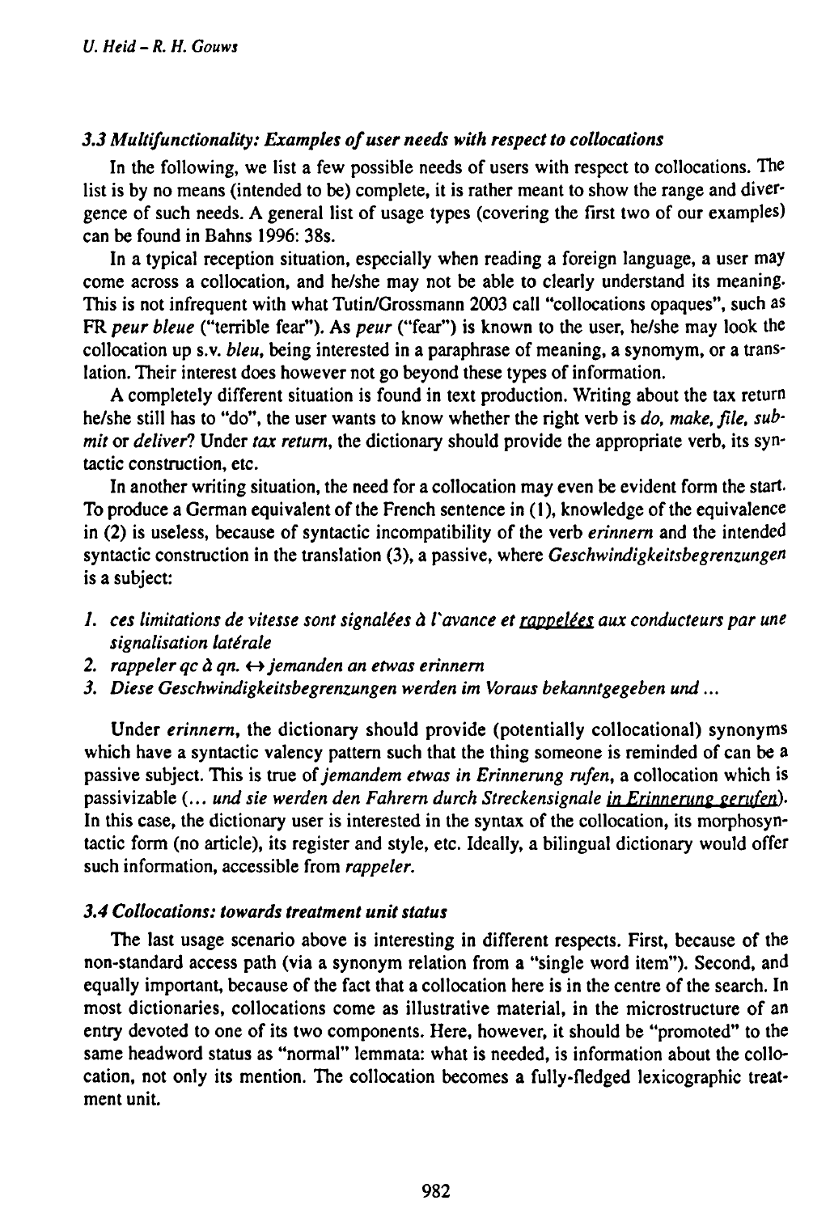### *3.3 Multifunctionality: Examples of user needs with respect to collocations*

In the following, we list a few possible needs of users with respect to collocations. The list is by no means (intended to be) complete, it is rather meant to show the range and divergence of such needs. A general list of usage types (covering the first two of our examples) can be found in Bahns 1996: 38s.

In a typical reception situation, especially when reading a foreign language, a user may come across a collocation, and he/she may not be able to clearly understand its meaning. This is not infrequent with what Tutin/Grossmann 2003 call "collocations opaques", such as FR *peur bleue* ("terrible fear"). As *peur* ("fear") is known to the user, he/she may look the collocation up s.v. *bleu*, being interested in a paraphrase of meaning, a synomym, or a translation. Their interest does however not go beyond these types of information.

A completely different situation is found in text production. Writing about the tax return he/she still has to "do", the user wants to know whether the right verb is *do, make, file, submit* or *deliver*? Under *tax return*, the dictionary should provide the appropriate verb, its syntactic construction, etc.

In another writing situation, the need for a collocation may even be evident form the start. To produce a German equivalent of the French sentence in (1), knowledge of the equivalence in (2) is useless, because of syntactic incompatibility of the verb *erinnern* and the intended syntactic construction in the translation (3), a passive, where *Geschwindigkeitsbegrenzungen* is a subject:

1. *ces limitations de vitesse sont signalées à l'avance et rappelées aux conducteurs par une signalisation latérale*
2. *rappeler qc à qn. ↔ jemanden an etwas erinnern*
3. *Diese Geschwindigkeitsbegrenzungen werden im Voraus bekanntgegeben und ...*

Under *erinnern*, the dictionary should provide (potentially collocational) synonyms which have a syntactic valency pattern such that the thing someone is reminded of can be a passive subject. This is true of *jemandem etwas in Erinnerung rufen*, a collocation which is passivizable (*... und sie werden den Fahrern durch Streckensignale in Erinnerung gerufen*). In this case, the dictionary user is interested in the syntax of the collocation, its morphosyntactic form (no article), its register and style, etc. Ideally, a bilingual dictionary would offer such information, accessible from *rappeler*.

### *3.4 Collocations: towards treatment unit status*

The last usage scenario above is interesting in different respects. First, because of the non-standard access path (via a synonym relation from a "single word item"). Second, and equally important, because of the fact that a collocation here is in the centre of the search. In most dictionaries, collocations come as illustrative material, in the microstructure of an entry devoted to one of its two components. Here, however, it should be "promoted" to the same headword status as "normal" lemmata: what is needed, is information about the collocation, not only its mention. The collocation becomes a fully-fledged lexicographic treatment unit.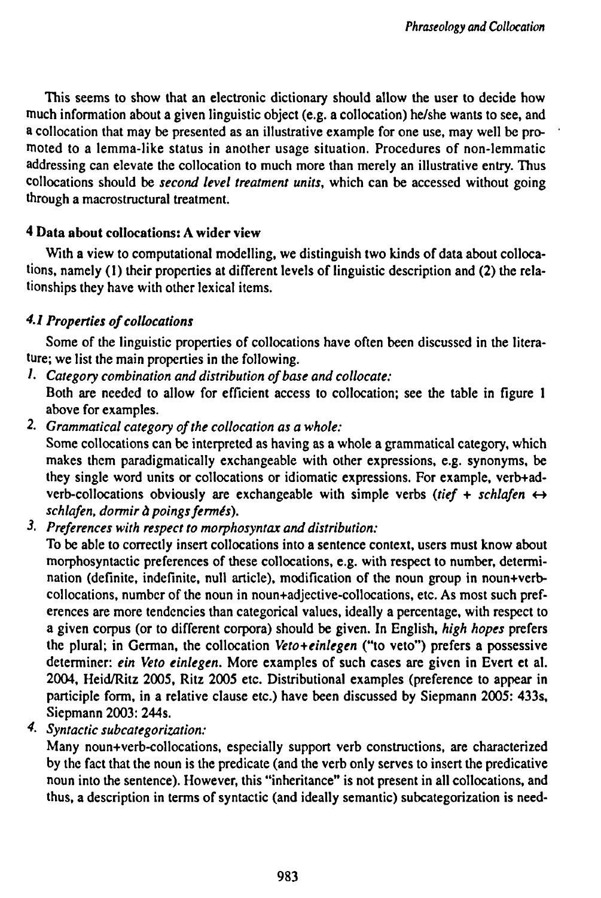This seems to show that an electronic dictionary should allow the user to decide how much information about a given linguistic object (e.g. a collocation) he/she wants to see, and a collocation that may be presented as an illustrative example for one use, may well be promoted to a lemma-like status in another usage situation. Procedures of non-lemmatic addressing can elevate the collocation to much more than merely an illustrative entry. Thus collocations should be *second level treatment units*, which can be accessed without going through a macrostructural treatment.

## 4 Data about collocations: A wider view

With a view to computational modelling, we distinguish two kinds of data about collocations, namely (1) their properties at different levels of linguistic description and (2) the relationships they have with other lexical items.

### *4.1 Properties of collocations*

Some of the linguistic properties of collocations have often been discussed in the literature; we list the main properties in the following.

1. *Category combination and distribution of base and collocate:*
   Both are needed to allow for efficient access to collocation; see the table in figure 1 above for examples.
2. *Grammatical category of the collocation as a whole:*
   Some collocations can be interpreted as having as a whole a grammatical category, which makes them paradigmatically exchangeable with other expressions, e.g. synonyms, be they single word units or collocations or idiomatic expressions. For example, verb+adverb-collocations obviously are exchangeable with simple verbs (*tief + schlafen ↔ schlafen, dormir à poings fermés*).
3. *Preferences with respect to morphosyntax and distribution:*
   To be able to correctly insert collocations into a sentence context, users must know about morphosyntactic preferences of these collocations, e.g. with respect to number, determination (definite, indefinite, null article), modification of the noun group in noun+verb-collocations, number of the noun in noun+adjective-collocations, etc. As most such preferences are more tendencies than categorical values, ideally a percentage, with respect to a given corpus (or to different corpora) should be given. In English, *high hopes* prefers the plural; in German, the collocation *Veto+einlegen* ("to veto") prefers a possessive determiner: *ein Veto einlegen*. More examples of such cases are given in Evert et al. 2004, Heid/Ritz 2005, Ritz 2005 etc. Distributional examples (preference to appear in participle form, in a relative clause etc.) have been discussed by Siepmann 2005: 433s, Siepmann 2003: 244s.
4. *Syntactic subcategorization:*
   Many noun+verb-collocations, especially support verb constructions, are characterized by the fact that the noun is the predicate (and the verb only serves to insert the predicative noun into the sentence). However, this "inheritance" is not present in all collocations, and thus, a description in terms of syntactic (and ideally semantic) subcategorization is need-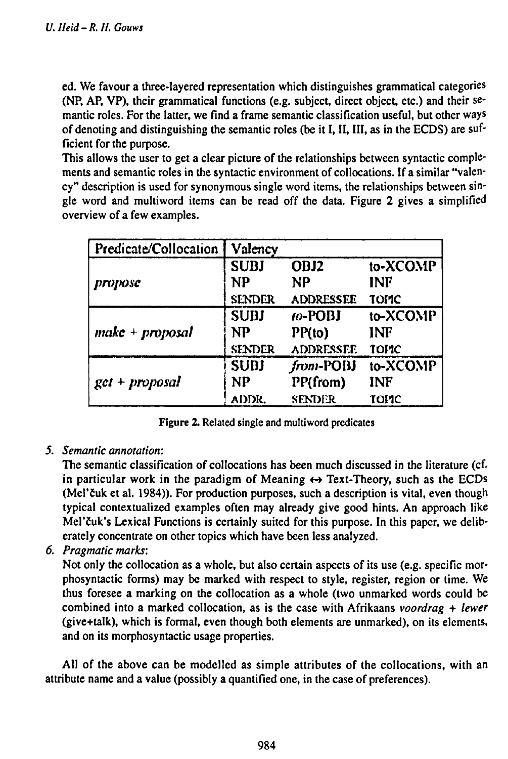ed. We favour a three-layered representation which distinguishes grammatical categories (NP, AP, VP), their grammatical functions (e.g. subject, direct object, etc.) and their semantic roles. For the latter, we find a frame semantic classification useful, but other ways of denoting and distinguishing the semantic roles (be it I, II, III, as in the ECDS) are sufficient for the purpose.

This allows the user to get a clear picture of the relationships between syntactic complements and semantic roles in the syntactic environment of collocations. If a similar "valency" description is used for synonymous single word items, the relationships between single word and multiword items can be read off the data. Figure 2 gives a simplified overview of a few examples.

| Predicate/Collocation | Valency | | |
|---|---|---|---|
| *propose* | SUBJ<br>NP<br>SENDER | OBJ2<br>NP<br>ADDRESSEE | to-XCOMP<br>INF<br>TOPIC |
| *make + proposal* | SUBJ<br>NP<br>SENDER | *to*-POBJ<br>PP(to)<br>ADDRESSEE | to-XCOMP<br>INF<br>TOPIC |
| *get + proposal* | SUBJ<br>NP<br>ADDR. | *from*-POBJ<br>PP(from)<br>SENDER | to-XCOMP<br>INF<br>TOPIC |

**Figure 2.** Related single and multiword predicates

5. *Semantic annotation*:
   The semantic classification of collocations has been much discussed in the literature (cf. in particular work in the paradigm of Meaning ↔ Text-Theory, such as the ECDs (Mel'čuk et al. 1984)). For production purposes, such a description is vital, even though typical contextualized examples often may already give good hints. An approach like Mel'čuk's Lexical Functions is certainly suited for this purpose. In this paper, we deliberately concentrate on other topics which have been less analyzed.
6. *Pragmatic marks*:
   Not only the collocation as a whole, but also certain aspects of its use (e.g. specific morphosyntactic forms) may be marked with respect to style, register, region or time. We thus foresee a marking on the collocation as a whole (two unmarked words could be combined into a marked collocation, as is the case with Afrikaans *voordrag + lewer* (give+talk), which is formal, even though both elements are unmarked), on its elements, and on its morphosyntactic usage properties.

All of the above can be modelled as simple attributes of the collocations, with an attribute name and a value (possibly a quantified one, in the case of preferences).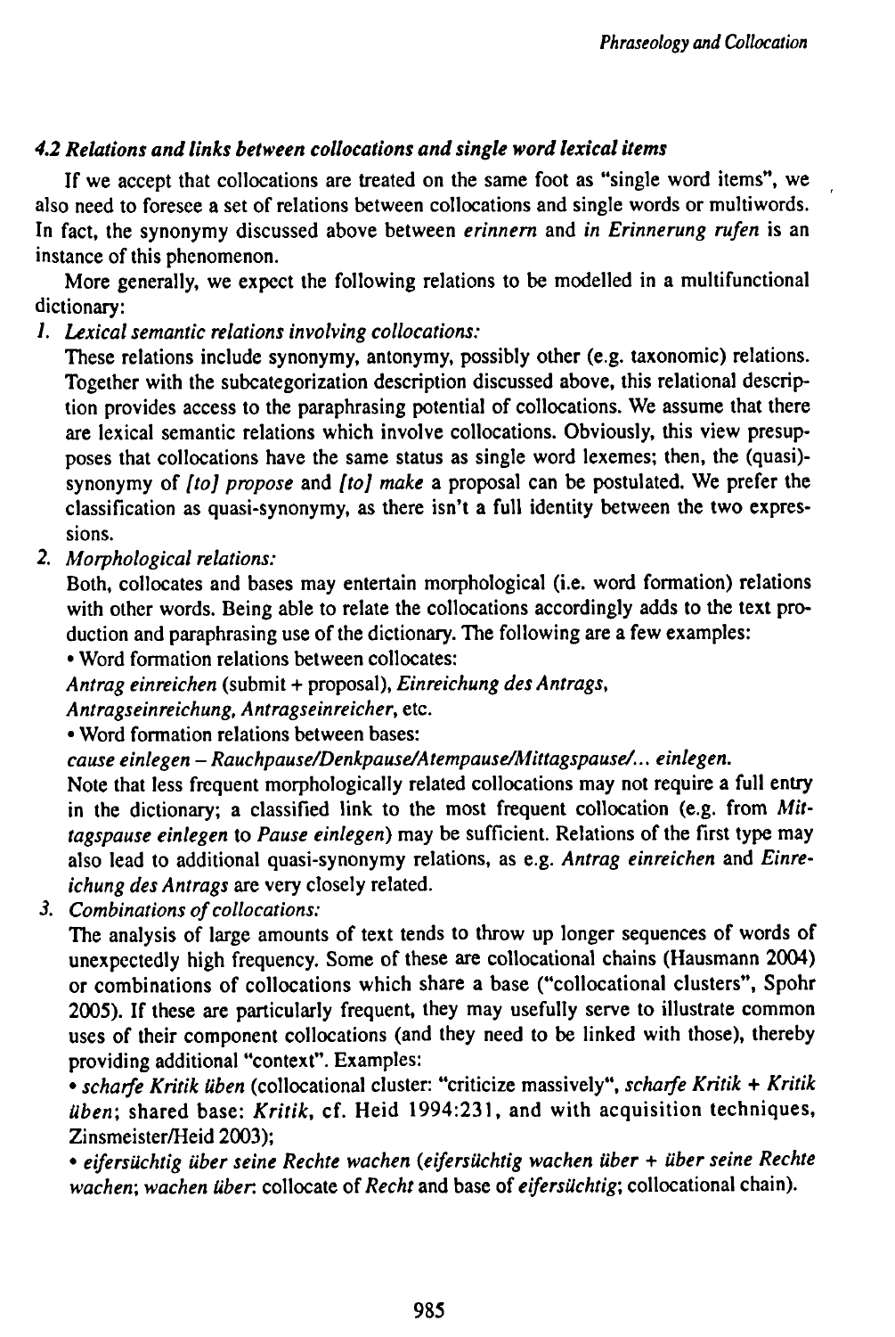#### *4.2 Relations and links between collocations and single word lexical items*

If we accept that collocations are treated on the same foot as "single word items", we also need to foresee a set of relations between collocations and single words or multiwords. In fact, the synonymy discussed above between *erinnern* and *in Erinnerung rufen* is an instance of this phenomenon.

More generally, we expect the following relations to be modelled in a multifunctional dictionary:

1. *Lexical semantic relations involving collocations:*
   These relations include synonymy, antonymy, possibly other (e.g. taxonomic) relations. Together with the subcategorization description discussed above, this relational description provides access to the paraphrasing potential of collocations. We assume that there are lexical semantic relations which involve collocations. Obviously, this view presupposes that collocations have the same status as single word lexemes; then, the (quasi)-synonymy of *[to] propose* and *[to] make* a proposal can be postulated. We prefer the classification as quasi-synonymy, as there isn't a full identity between the two expressions.

2. *Morphological relations:*
   Both, collocates and bases may entertain morphological (i.e. word formation) relations with other words. Being able to relate the collocations accordingly adds to the text production and paraphrasing use of the dictionary. The following are a few examples:
   - Word formation relations between collocates:
   *Antrag einreichen* (submit + proposal), *Einreichung des Antrags*, *Antragseinreichung, Antragseinreicher*, etc.
   - Word formation relations between bases:
   *cause einlegen – Rauchpause/Denkpause/Atempause/Mittagspause/... einlegen.*

   Note that less frequent morphologically related collocations may not require a full entry in the dictionary; a classified link to the most frequent collocation (e.g. from *Mittagspause einlegen* to *Pause einlegen*) may be sufficient. Relations of the first type may also lead to additional quasi-synonymy relations, as e.g. *Antrag einreichen* and *Einreichung des Antrags* are very closely related.

3. *Combinations of collocations:*
   The analysis of large amounts of text tends to throw up longer sequences of words of unexpectedly high frequency. Some of these are collocational chains (Hausmann 2004) or combinations of collocations which share a base ("collocational clusters", Spohr 2005). If these are particularly frequent, they may usefully serve to illustrate common uses of their component collocations (and they need to be linked with those), thereby providing additional "context". Examples:
   - *scharfe Kritik üben* (collocational cluster: "criticize massively", *scharfe Kritik + Kritik üben*; shared base: *Kritik*, cf. Heid 1994:231, and with acquisition techniques, Zinsmeister/Heid 2003);
   - *eifersüchtig über seine Rechte wachen* (*eifersüchtig wachen über + über seine Rechte wachen*; *wachen über*: collocate of *Recht* and base of *eifersüchtig*; collocational chain).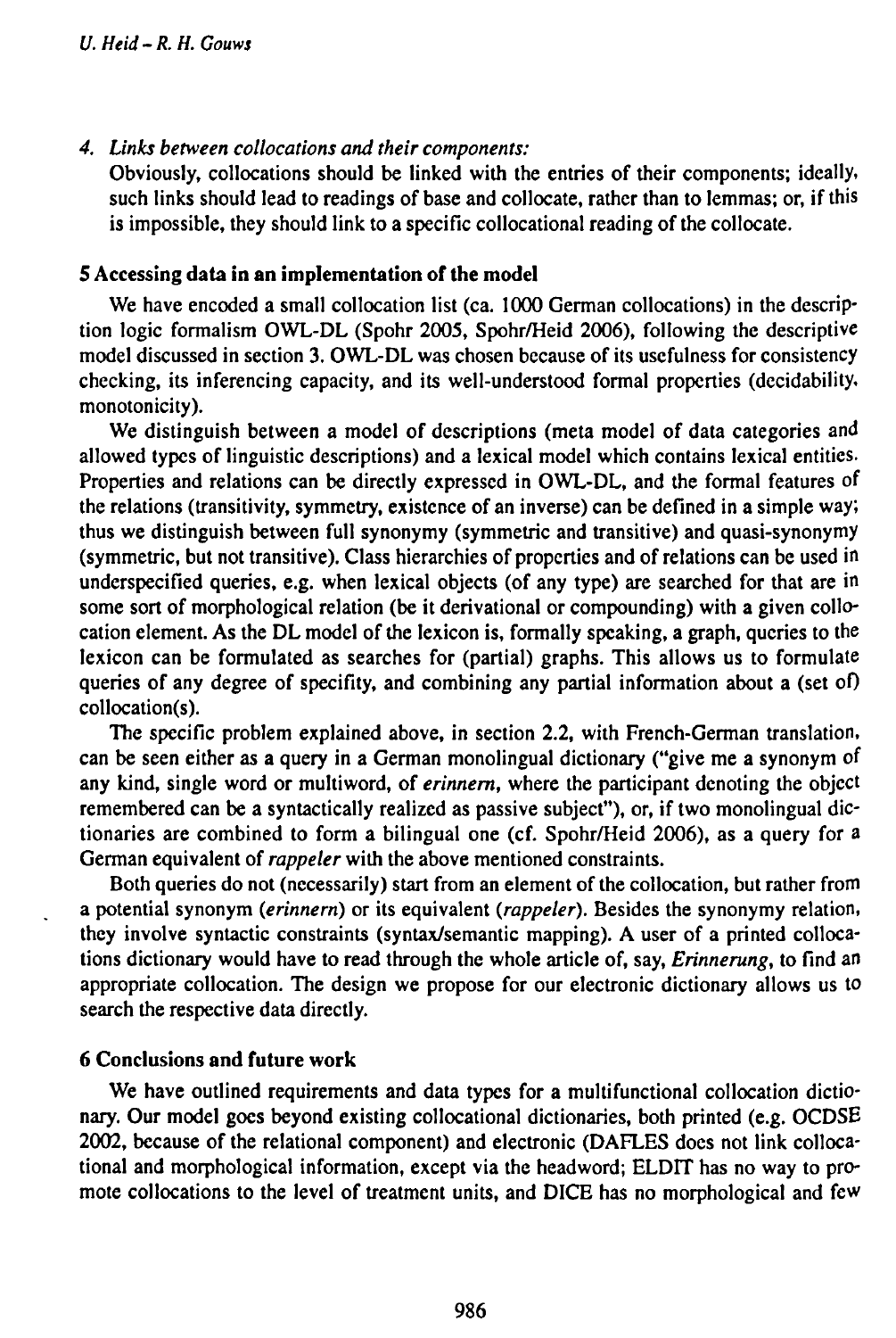4. *Links between collocations and their components:*
   Obviously, collocations should be linked with the entries of their components; ideally, such links should lead to readings of base and collocate, rather than to lemmas; or, if this is impossible, they should link to a specific collocational reading of the collocate.

## 5 Accessing data in an implementation of the model

We have encoded a small collocation list (ca. 1000 German collocations) in the description logic formalism OWL-DL (Spohr 2005, Spohr/Heid 2006), following the descriptive model discussed in section 3. OWL-DL was chosen because of its usefulness for consistency checking, its inferencing capacity, and its well-understood formal properties (decidability, monotonicity).

We distinguish between a model of descriptions (meta model of data categories and allowed types of linguistic descriptions) and a lexical model which contains lexical entities. Properties and relations can be directly expressed in OWL-DL, and the formal features of the relations (transitivity, symmetry, existence of an inverse) can be defined in a simple way; thus we distinguish between full synonymy (symmetric and transitive) and quasi-synonymy (symmetric, but not transitive). Class hierarchies of properties and of relations can be used in underspecified queries, e.g. when lexical objects (of any type) are searched for that are in some sort of morphological relation (be it derivational or compounding) with a given collocation element. As the DL model of the lexicon is, formally speaking, a graph, queries to the lexicon can be formulated as searches for (partial) graphs. This allows us to formulate queries of any degree of specifity, and combining any partial information about a (set of) collocation(s).

The specific problem explained above, in section 2.2, with French-German translation, can be seen either as a query in a German monolingual dictionary ("give me a synonym of any kind, single word or multiword, of *erinnern*, where the participant denoting the object remembered can be a syntactically realized as passive subject"), or, if two monolingual dictionaries are combined to form a bilingual one (cf. Spohr/Heid 2006), as a query for a German equivalent of *rappeler* with the above mentioned constraints.

Both queries do not (necessarily) start from an element of the collocation, but rather from a potential synonym (*erinnern*) or its equivalent (*rappeler*). Besides the synonymy relation, they involve syntactic constraints (syntax/semantic mapping). A user of a printed collocations dictionary would have to read through the whole article of, say, *Erinnerung*, to find an appropriate collocation. The design we propose for our electronic dictionary allows us to search the respective data directly.

## 6 Conclusions and future work

We have outlined requirements and data types for a multifunctional collocation dictionary. Our model goes beyond existing collocational dictionaries, both printed (e.g. OCDSE 2002, because of the relational component) and electronic (DAFLES does not link collocational and morphological information, except via the headword; ELDIT has no way to promote collocations to the level of treatment units, and DICE has no morphological and few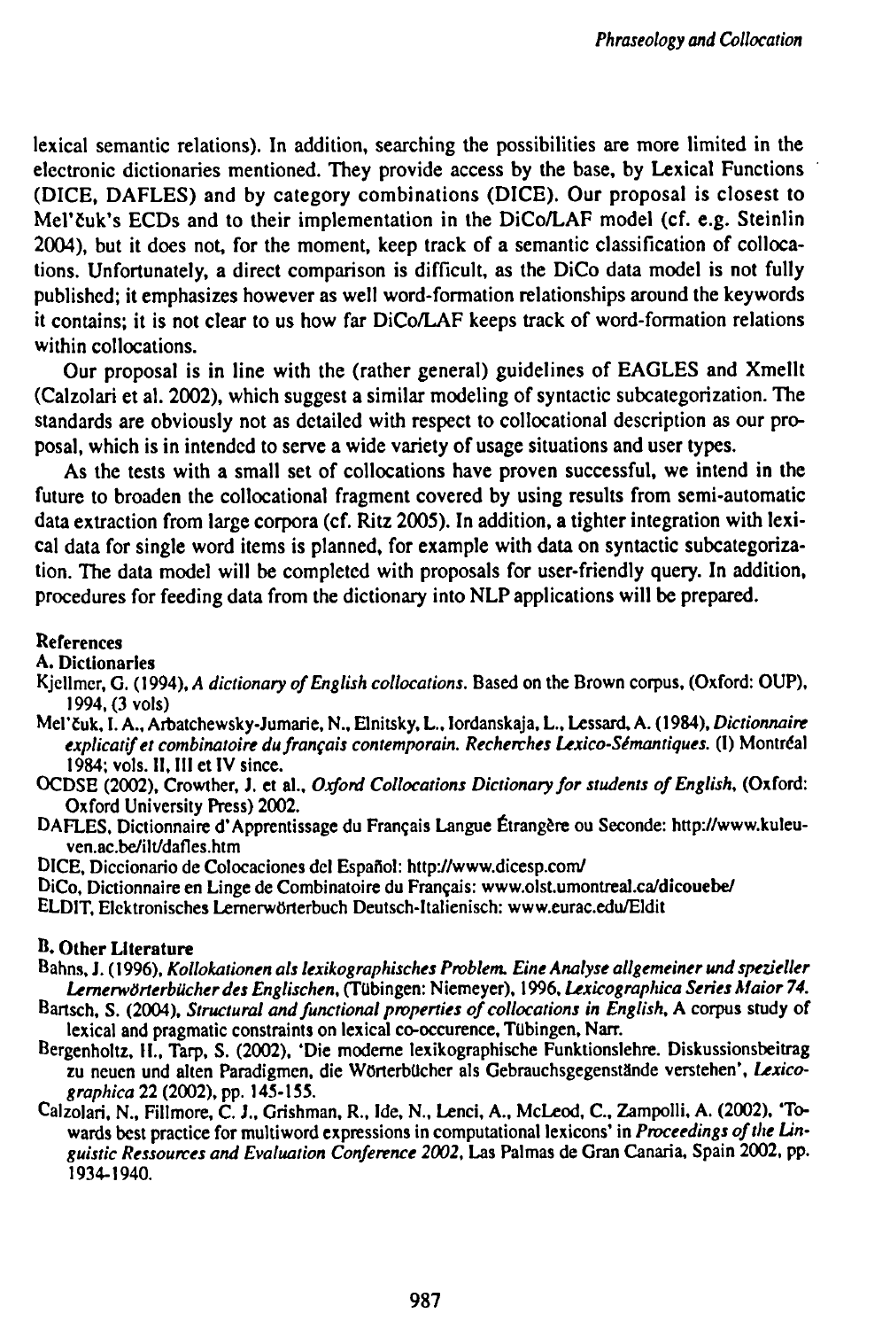lexical semantic relations). In addition, searching the possibilities are more limited in the electronic dictionaries mentioned. They provide access by the base, by Lexical Functions (DICE, DAFLES) and by category combinations (DICE). Our proposal is closest to Mel'čuk's ECDs and to their implementation in the DiCo/LAF model (cf. e.g. Steinlin 2004), but it does not, for the moment, keep track of a semantic classification of collocations. Unfortunately, a direct comparison is difficult, as the DiCo data model is not fully published; it emphasizes however as well word-formation relationships around the keywords it contains; it is not clear to us how far DiCo/LAF keeps track of word-formation relations within collocations.

Our proposal is in line with the (rather general) guidelines of EAGLES and Xmellt (Calzolari et al. 2002), which suggest a similar modeling of syntactic subcategorization. The standards are obviously not as detailed with respect to collocational description as our proposal, which is in intended to serve a wide variety of usage situations and user types.

As the tests with a small set of collocations have proven successful, we intend in the future to broaden the collocational fragment covered by using results from semi-automatic data extraction from large corpora (cf. Ritz 2005). In addition, a tighter integration with lexical data for single word items is planned, for example with data on syntactic subcategorization. The data model will be completed with proposals for user-friendly query. In addition, procedures for feeding data from the dictionary into NLP applications will be prepared.

## References

### A. Dictionaries

Kjellmer, G. (1994), *A dictionary of English collocations*. Based on the Brown corpus, (Oxford: OUP), 1994, (3 vols)

Mel'čuk, I. A., Arbatchewsky-Jumarie, N., Elnitsky, L., Iordanskaja, L., Lessard, A. (1984), *Dictionnaire explicatif et combinatoire du français contemporain. Recherches Lexico-Sémantiques.* (I) Montréal 1984; vols. II, III et IV since.

OCDSE (2002), Crowther, J. et al., *Oxford Collocations Dictionary for students of English*, (Oxford: Oxford University Press) 2002.

DAFLES, Dictionnaire d'Apprentissage du Français Langue Étrangère ou Seconde: http://www.kuleuven.ac.be/ilt/dafles.htm

DICE, Diccionario de Colocaciones del Español: http://www.dicesp.com/

DiCo, Dictionnaire en Linge de Combinatoire du Français: www.olst.umontreal.ca/dicouebe/

ELDIT, Elektronisches Lernerwörterbuch Deutsch-Italienisch: www.eurac.edu/Eldit

### B. Other Literature

Bahns, J. (1996), *Kollokationen als lexikographisches Problem. Eine Analyse allgemeiner und spezieller Lernerwörterbücher des Englischen*, (Tübingen: Niemeyer), 1996, *Lexicographica Series Maior 74.*

Bartsch, S. (2004), *Structural and functional properties of collocations in English*, A corpus study of lexical and pragmatic constraints on lexical co-occurence, Tübingen, Narr.

Bergenholtz, H., Tarp, S. (2002), 'Die moderne lexikographische Funktionslehre. Diskussionsbeitrag zu neuen und alten Paradigmen, die Wörterbücher als Gebrauchsgegenstände verstehen', *Lexicographica* 22 (2002), pp. 145-155.

Calzolari, N., Fillmore, C. J., Grishman, R., Ide, N., Lenci, A., McLeod, C., Zampolli, A. (2002), 'Towards best practice for multiword expressions in computational lexicons' in *Proceedings of the Linguistic Ressources and Evaluation Conference 2002*, Las Palmas de Gran Canaria, Spain 2002, pp. 1934-1940.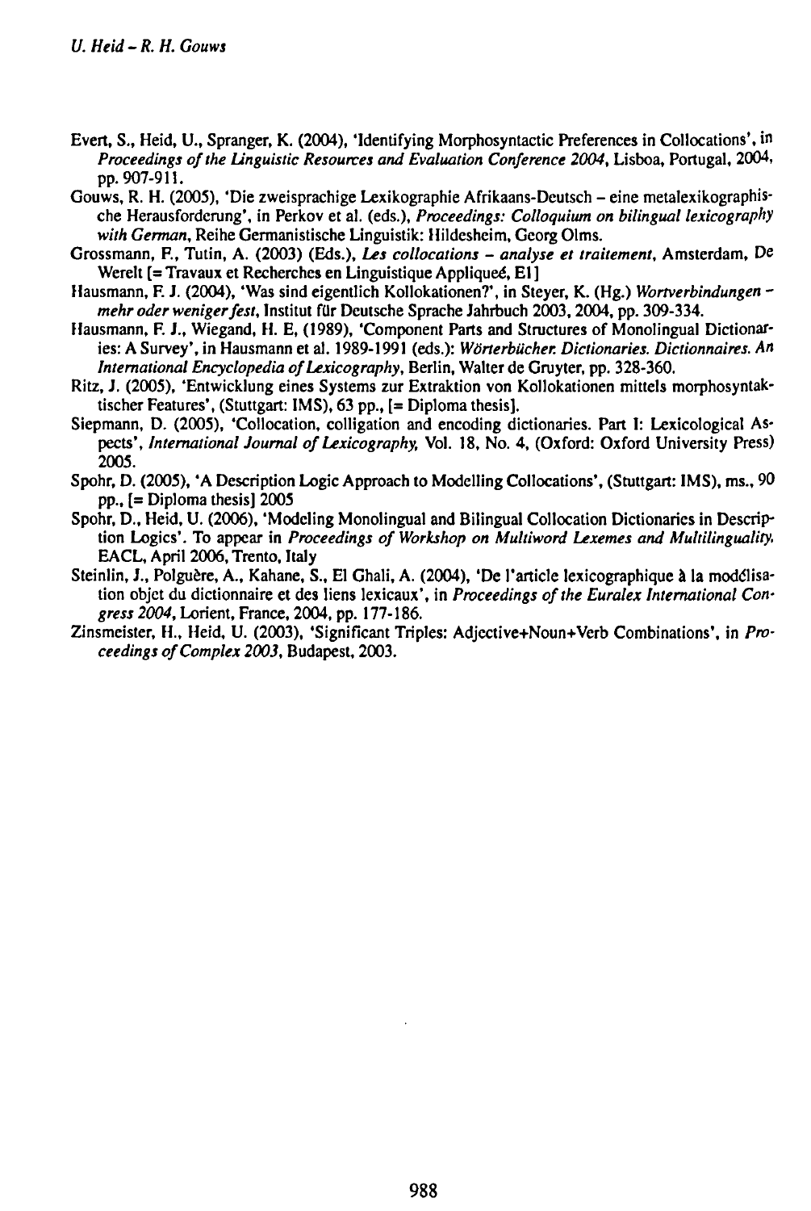Evert, S., Heid, U., Spranger, K. (2004), 'Identifying Morphosyntactic Preferences in Collocations', in *Proceedings of the Linguistic Resources and Evaluation Conference 2004*, Lisboa, Portugal, 2004, pp. 907-911.

Gouws, R. H. (2005), 'Die zweisprachige Lexikographie Afrikaans-Deutsch – eine metalexikographische Herausforderung', in Perkov et al. (eds.), *Proceedings: Colloquium on bilingual lexicography with German*, Reihe Germanistische Linguistik: Hildesheim, Georg Olms.

Grossmann, F., Tutin, A. (2003) (Eds.), *Les collocations – analyse et traitement*, Amsterdam, De Werelt [= Travaux et Recherches en Linguistique Appliqueé, E1]

Hausmann, F. J. (2004), 'Was sind eigentlich Kollokationen?', in Steyer, K. (Hg.) *Wortverbindungen – mehr oder weniger fest*, Institut für Deutsche Sprache Jahrbuch 2003, 2004, pp. 309-334.

Hausmann, F. J., Wiegand, H. E, (1989), 'Component Parts and Structures of Monolingual Dictionaries: A Survey', in Hausmann et al. 1989-1991 (eds.): *Wörterbücher. Dictionaries. Dictionnaires. An International Encyclopedia of Lexicography*, Berlin, Walter de Gruyter, pp. 328-360.

Ritz, J. (2005), 'Entwicklung eines Systems zur Extraktion von Kollokationen mittels morphosyntaktischer Features', (Stuttgart: IMS), 63 pp., [= Diploma thesis].

Siepmann, D. (2005), 'Collocation, colligation and encoding dictionaries. Part I: Lexicological Aspects', *International Journal of Lexicography*, Vol. 18, No. 4, (Oxford: Oxford University Press) 2005.

Spohr, D. (2005), 'A Description Logic Approach to Modelling Collocations', (Stuttgart: IMS), ms., 90 pp., [= Diploma thesis] 2005

Spohr, D., Heid, U. (2006), 'Modeling Monolingual and Bilingual Collocation Dictionaries in Description Logics'. To appear in *Proceedings of Workshop on Multiword Lexemes and Multilinguality*, EACL, April 2006, Trento, Italy

Steinlin, J., Polguère, A., Kahane, S., El Ghali, A. (2004), 'De l'article lexicographique à la modélisation objet du dictionnaire et des liens lexicaux', in *Proceedings of the Euralex International Congress 2004*, Lorient, France, 2004, pp. 177-186.

Zinsmeister, H., Heid, U. (2003), 'Significant Triples: Adjective+Noun+Verb Combinations', in *Proceedings of Complex 2003*, Budapest, 2003.